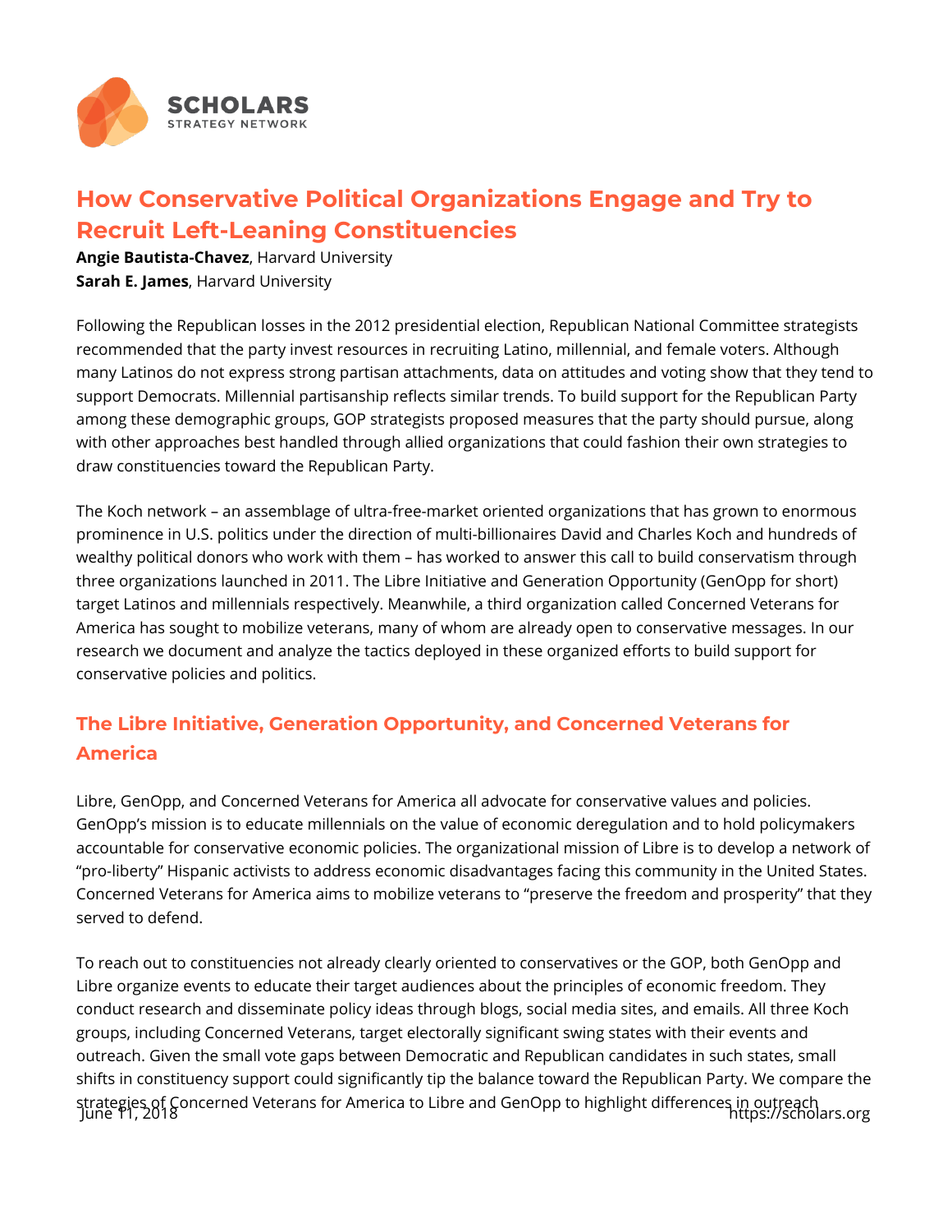# How Conservative Political Organizations Engage and Try to Recruit Left-Leaning Constituencies

**Angie Bautista-Chavez**, Harvard University
**Sarah E. James**, Harvard University

Following the Republican losses in the 2012 presidential election, Republican National Committee strategists recommended that the party invest resources in recruiting Latino, millennial, and female voters. Although many Latinos do not express strong partisan attachments, data on attitudes and voting show that they tend to support Democrats. Millennial partisanship reflects similar trends. To build support for the Republican Party among these demographic groups, GOP strategists proposed measures that the party should pursue, along with other approaches best handled through allied organizations that could fashion their own strategies to draw constituencies toward the Republican Party.

The Koch network – an assemblage of ultra-free-market oriented organizations that has grown to enormous prominence in U.S. politics under the direction of multi-billionaires David and Charles Koch and hundreds of wealthy political donors who work with them – has worked to answer this call to build conservatism through three organizations launched in 2011. The Libre Initiative and Generation Opportunity (GenOpp for short) target Latinos and millennials respectively. Meanwhile, a third organization called Concerned Veterans for America has sought to mobilize veterans, many of whom are already open to conservative messages. In our research we document and analyze the tactics deployed in these organized efforts to build support for conservative policies and politics.

## The Libre Initiative, Generation Opportunity, and Concerned Veterans for America

Libre, GenOpp, and Concerned Veterans for America all advocate for conservative values and policies. GenOpp's mission is to educate millennials on the value of economic deregulation and to hold policymakers accountable for conservative economic policies. The organizational mission of Libre is to develop a network of "pro-liberty" Hispanic activists to address economic disadvantages facing this community in the United States. Concerned Veterans for America aims to mobilize veterans to "preserve the freedom and prosperity" that they served to defend.

To reach out to constituencies not already clearly oriented to conservatives or the GOP, both GenOpp and Libre organize events to educate their target audiences about the principles of economic freedom. They conduct research and disseminate policy ideas through blogs, social media sites, and emails. All three Koch groups, including Concerned Veterans, target electorally significant swing states with their events and outreach. Given the small vote gaps between Democratic and Republican candidates in such states, small shifts in constituency support could significantly tip the balance toward the Republican Party. We compare the strategies of Concerned Veterans for America to Libre and GenOpp to highlight differences in outreach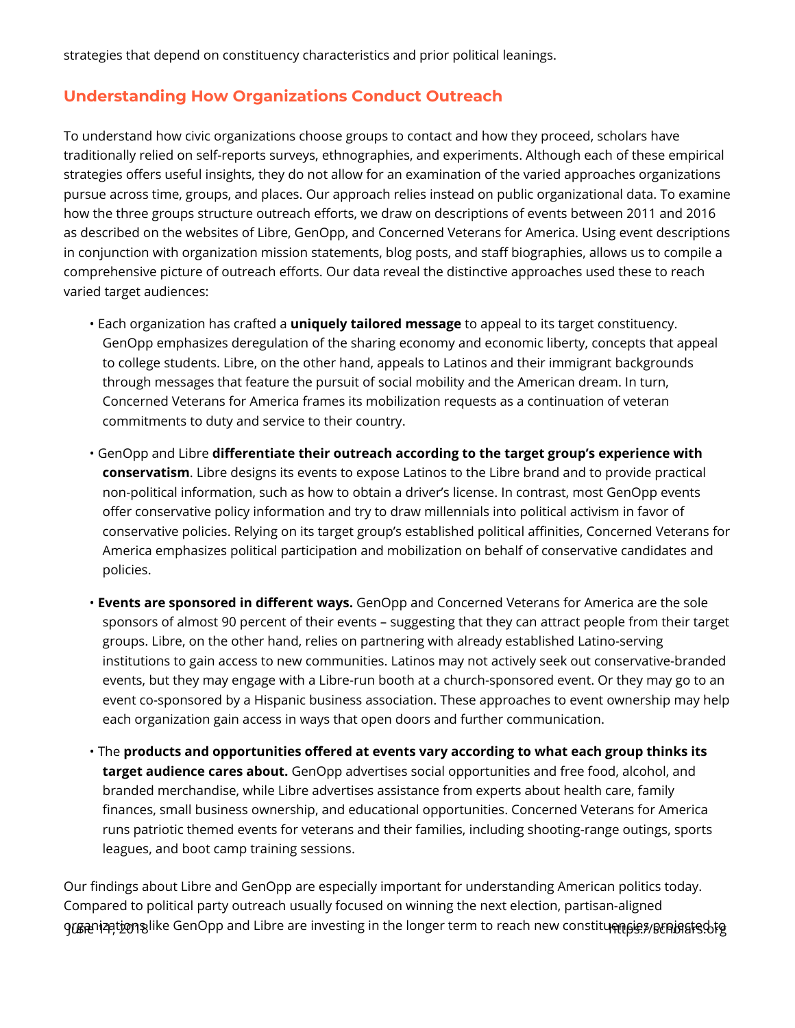strategies that depend on constituency characteristics and prior political leanings.

## Understanding How Organizations Conduct Outreach

To understand how civic organizations choose groups to contact and how they proceed, scholars have traditionally relied on self-reports surveys, ethnographies, and experiments. Although each of these empirical strategies offers useful insights, they do not allow for an examination of the varied approaches organizations pursue across time, groups, and places. Our approach relies instead on public organizational data. To examine how the three groups structure outreach efforts, we draw on descriptions of events between 2011 and 2016 as described on the websites of Libre, GenOpp, and Concerned Veterans for America. Using event descriptions in conjunction with organization mission statements, blog posts, and staff biographies, allows us to compile a comprehensive picture of outreach efforts. Our data reveal the distinctive approaches used these to reach varied target audiences:

- Each organization has crafted a **uniquely tailored message** to appeal to its target constituency. GenOpp emphasizes deregulation of the sharing economy and economic liberty, concepts that appeal to college students. Libre, on the other hand, appeals to Latinos and their immigrant backgrounds through messages that feature the pursuit of social mobility and the American dream. In turn, Concerned Veterans for America frames its mobilization requests as a continuation of veteran commitments to duty and service to their country.
- GenOpp and Libre **differentiate their outreach according to the target group's experience with conservatism**. Libre designs its events to expose Latinos to the Libre brand and to provide practical non-political information, such as how to obtain a driver's license. In contrast, most GenOpp events offer conservative policy information and try to draw millennials into political activism in favor of conservative policies. Relying on its target group's established political affinities, Concerned Veterans for America emphasizes political participation and mobilization on behalf of conservative candidates and policies.
- **Events are sponsored in different ways.** GenOpp and Concerned Veterans for America are the sole sponsors of almost 90 percent of their events – suggesting that they can attract people from their target groups. Libre, on the other hand, relies on partnering with already established Latino-serving institutions to gain access to new communities. Latinos may not actively seek out conservative-branded events, but they may engage with a Libre-run booth at a church-sponsored event. Or they may go to an event co-sponsored by a Hispanic business association. These approaches to event ownership may help each organization gain access in ways that open doors and further communication.
- The **products and opportunities offered at events vary according to what each group thinks its target audience cares about.** GenOpp advertises social opportunities and free food, alcohol, and branded merchandise, while Libre advertises assistance from experts about health care, family finances, small business ownership, and educational opportunities. Concerned Veterans for America runs patriotic themed events for veterans and their families, including shooting-range outings, sports leagues, and boot camp training sessions.

Our findings about Libre and GenOpp are especially important for understanding American politics today. Compared to political party outreach usually focused on winning the next election, partisan-aligned organizations like GenOpp and Libre are investing in the longer term to reach new constituencies projected to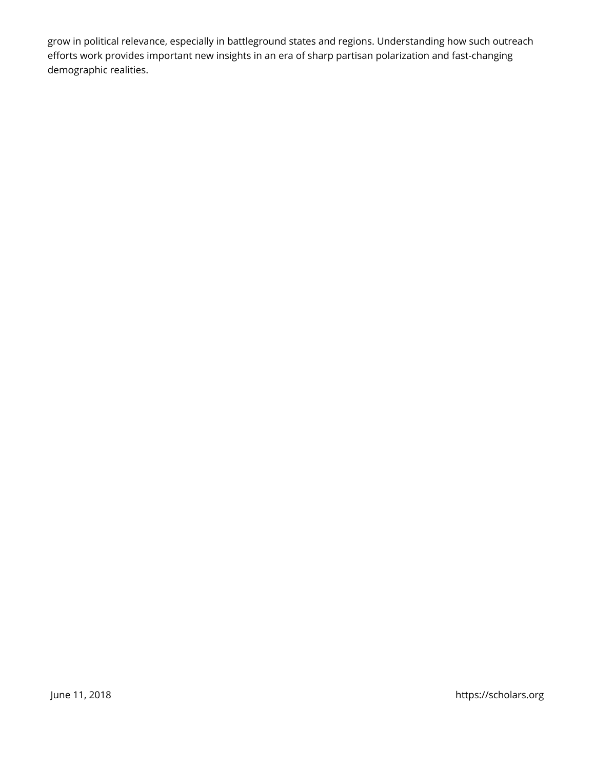grow in political relevance, especially in battleground states and regions. Understanding how such outreach efforts work provides important new insights in an era of sharp partisan polarization and fast-changing demographic realities.